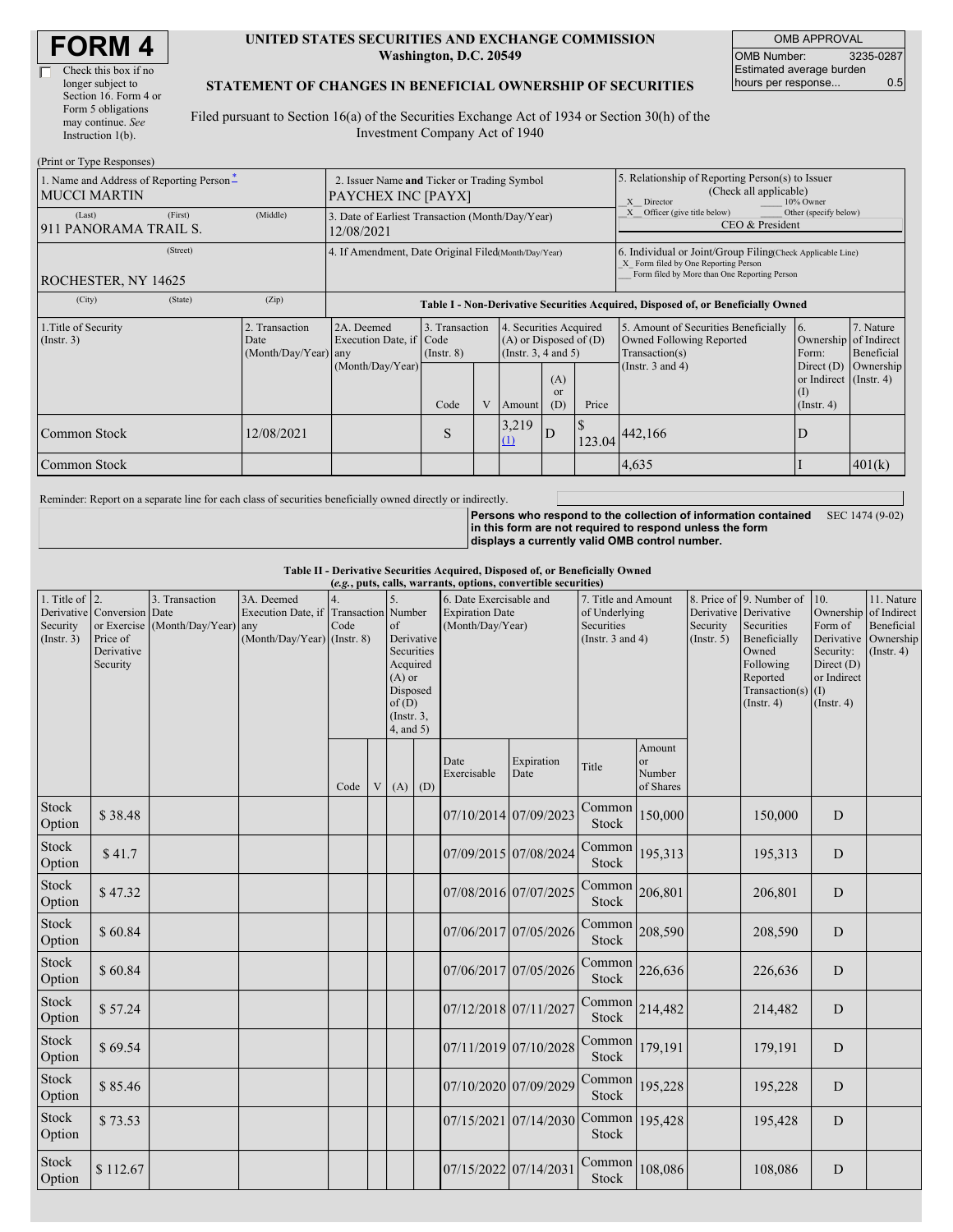# FORM 4

☐ Check this box if no longer subject to Section 16. Form 4 or Form 5 obligations may continue. *See* Instruction 1(b).

**UNITED STATES SECURITIES AND EXCHANGE COMMISSION**
**Washington, D.C. 20549**

**STATEMENT OF CHANGES IN BENEFICIAL OWNERSHIP OF SECURITIES**

Filed pursuant to Section 16(a) of the Securities Exchange Act of 1934 or Section 30(h) of the Investment Company Act of 1940

| OMB APPROVAL | |
|---|---|
| OMB Number: | 3235-0287 |
| Estimated average burden hours per response... | 0.5 |

(Print or Type Responses)

| | | |
|---|---|---|
| 1. Name and Address of Reporting Person* MUCCI MARTIN | 2. Issuer Name **and** Ticker or Trading Symbol PAYCHEX INC [PAYX] | 5. Relationship of Reporting Person(s) to Issuer (Check all applicable) _X_ Director ___ 10% Owner _X_ Officer (give title below) ___ Other (specify below) CEO & President |
| (Last) (First) (Middle) 911 PANORAMA TRAIL S. | 3. Date of Earliest Transaction (Month/Day/Year) 12/08/2021 | |
| (Street) ROCHESTER, NY 14625 | 4. If Amendment, Date Original Filed (Month/Day/Year) | 6. Individual or Joint/Group Filing (Check Applicable Line) _X_ Form filed by One Reporting Person ___ Form filed by More than One Reporting Person |
| (City) (State) (Zip) | | |

**Table I - Non-Derivative Securities Acquired, Disposed of, or Beneficially Owned**

| 1.Title of Security (Instr. 3) | 2. Transaction Date (Month/Day/Year) | 2A. Deemed Execution Date, if any (Month/Day/Year) | 3. Transaction Code (Instr. 8) | | 4. Securities Acquired (A) or Disposed of (D) (Instr. 3, 4 and 5) | | | 5. Amount of Securities Beneficially Owned Following Reported Transaction(s) (Instr. 3 and 4) | 6. Ownership Form: Direct (D) or Indirect (I) (Instr. 4) | 7. Nature of Indirect Beneficial Ownership (Instr. 4) |
|---|---|---|---|---|---|---|---|---|---|---|
| | | | Code | V | Amount | (A) or (D) | Price | | | |
| Common Stock | 12/08/2021 | | S | | 3,219 (1) | D | $ 123.04 | 442,166 | D | |
| Common Stock | | | | | | | | 4,635 | I | 401(k) |

Reminder: Report on a separate line for each class of securities beneficially owned directly or indirectly.

**Persons who respond to the collection of information contained in this form are not required to respond unless the form displays a currently valid OMB control number.** SEC 1474 (9-02)

**Table II - Derivative Securities Acquired, Disposed of, or Beneficially Owned**
**(*e.g.*, puts, calls, warrants, options, convertible securities)**

| 1. Title of Derivative Security (Instr. 3) | 2. Conversion or Exercise Price of Derivative Security | 3. Transaction Date (Month/Day/Year) | 3A. Deemed Execution Date, if any (Month/Day/Year) | 4. Transaction Code (Instr. 8) | | 5. Number of Derivative Securities Acquired (A) or Disposed of (D) (Instr. 3, 4, and 5) | | 6. Date Exercisable and Expiration Date (Month/Day/Year) | | 7. Title and Amount of Underlying Securities (Instr. 3 and 4) | | 8. Price of Derivative Security (Instr. 5) | 9. Number of Derivative Securities Beneficially Owned Following Reported Transaction(s) (Instr. 4) | 10. Ownership Form of Derivative Security: Direct (D) or Indirect (I) (Instr. 4) | 11. Nature of Indirect Beneficial Ownership (Instr. 4) |
|---|---|---|---|---|---|---|---|---|---|---|---|---|---|---|---|
| | | | | Code | V | (A) | (D) | Date Exercisable | Expiration Date | Title | Amount or Number of Shares | | | | |
| Stock Option | $ 38.48 | | | | | | | 07/10/2014 | 07/09/2023 | Common Stock | 150,000 | | 150,000 | D | |
| Stock Option | $ 41.7 | | | | | | | 07/09/2015 | 07/08/2024 | Common Stock | 195,313 | | 195,313 | D | |
| Stock Option | $ 47.32 | | | | | | | 07/08/2016 | 07/07/2025 | Common Stock | 206,801 | | 206,801 | D | |
| Stock Option | $ 60.84 | | | | | | | 07/06/2017 | 07/05/2026 | Common Stock | 208,590 | | 208,590 | D | |
| Stock Option | $ 60.84 | | | | | | | 07/06/2017 | 07/05/2026 | Common Stock | 226,636 | | 226,636 | D | |
| Stock Option | $ 57.24 | | | | | | | 07/12/2018 | 07/11/2027 | Common Stock | 214,482 | | 214,482 | D | |
| Stock Option | $ 69.54 | | | | | | | 07/11/2019 | 07/10/2028 | Common Stock | 179,191 | | 179,191 | D | |
| Stock Option | $ 85.46 | | | | | | | 07/10/2020 | 07/09/2029 | Common Stock | 195,228 | | 195,228 | D | |
| Stock Option | $ 73.53 | | | | | | | 07/15/2021 | 07/14/2030 | Common Stock | 195,428 | | 195,428 | D | |
| Stock Option | $ 112.67 | | | | | | | 07/15/2022 | 07/14/2031 | Common Stock | 108,086 | | 108,086 | D | |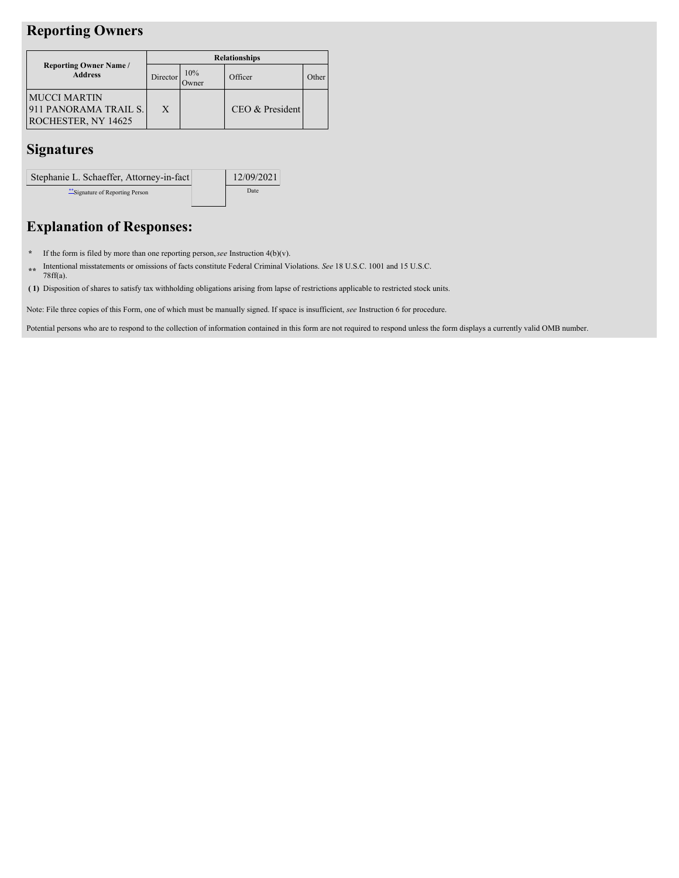## Reporting Owners

| Reporting Owner Name / Address | Relationships | | | |
|---|---|---|---|---|
| | Director | 10% Owner | Officer | Other |
| MUCCI MARTIN<br>911 PANORAMA TRAIL S.<br>ROCHESTER, NY 14625 | X | | CEO & President | |

## Signatures

| | | |
|---|---|---|
| Stephanie L. Schaeffer, Attorney-in-fact | | 12/09/2021 |
| ** Signature of Reporting Person | | Date |

## Explanation of Responses:

* If the form is filed by more than one reporting person, *see* Instruction 4(b)(v).

** Intentional misstatements or omissions of facts constitute Federal Criminal Violations. *See* 18 U.S.C. 1001 and 15 U.S.C. 78ff(a).

**( 1)** Disposition of shares to satisfy tax withholding obligations arising from lapse of restrictions applicable to restricted stock units.

Note: File three copies of this Form, one of which must be manually signed. If space is insufficient, *see* Instruction 6 for procedure.

Potential persons who are to respond to the collection of information contained in this form are not required to respond unless the form displays a currently valid OMB number.